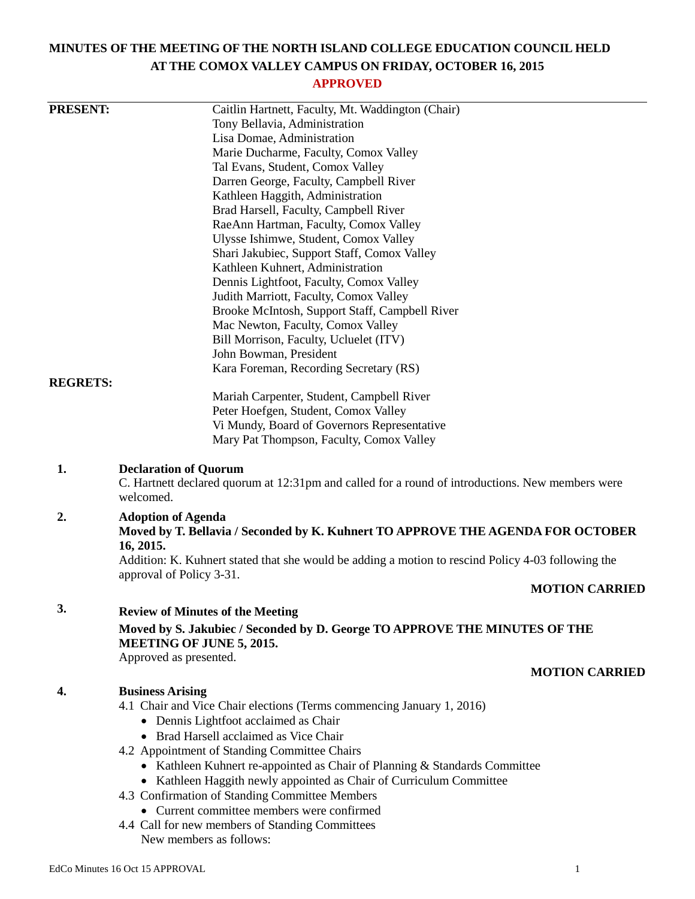# MINUTES OF THE MEETING OF THE NORTH ISLAND COLLEGE EDUCATION COUNCIL HELD AT THE COMOX VALLEY CAMPUS ON FRIDAY, OCTOBER 16, 2015

**APPROVED**

**PRESENT:**

Caitlin Hartnett, Faculty, Mt. Waddington (Chair)
Tony Bellavia, Administration
Lisa Domae, Administration
Marie Ducharme, Faculty, Comox Valley
Tal Evans, Student, Comox Valley
Darren George, Faculty, Campbell River
Kathleen Haggith, Administration
Brad Harsell, Faculty, Campbell River
RaeAnn Hartman, Faculty, Comox Valley
Ulysse Ishimwe, Student, Comox Valley
Shari Jakubiec, Support Staff, Comox Valley
Kathleen Kuhnert, Administration
Dennis Lightfoot, Faculty, Comox Valley
Judith Marriott, Faculty, Comox Valley
Brooke McIntosh, Support Staff, Campbell River
Mac Newton, Faculty, Comox Valley
Bill Morrison, Faculty, Ucluelet (ITV)
John Bowman, President
Kara Foreman, Recording Secretary (RS)

**REGRETS:**

Mariah Carpenter, Student, Campbell River
Peter Hoefgen, Student, Comox Valley
Vi Mundy, Board of Governors Representative
Mary Pat Thompson, Faculty, Comox Valley

**1. Declaration of Quorum**

C. Hartnett declared quorum at 12:31pm and called for a round of introductions. New members were welcomed.

**2. Adoption of Agenda**

**Moved by T. Bellavia / Seconded by K. Kuhnert TO APPROVE THE AGENDA FOR OCTOBER 16, 2015.**

Addition: K. Kuhnert stated that she would be adding a motion to rescind Policy 4-03 following the approval of Policy 3-31.

**MOTION CARRIED**

**3. Review of Minutes of the Meeting**

**Moved by S. Jakubiec / Seconded by D. George TO APPROVE THE MINUTES OF THE MEETING OF JUNE 5, 2015.**

Approved as presented.

**MOTION CARRIED**

**4. Business Arising**

4.1 Chair and Vice Chair elections (Terms commencing January 1, 2016)
- Dennis Lightfoot acclaimed as Chair
- Brad Harsell acclaimed as Vice Chair

4.2 Appointment of Standing Committee Chairs
- Kathleen Kuhnert re-appointed as Chair of Planning & Standards Committee
- Kathleen Haggith newly appointed as Chair of Curriculum Committee

4.3 Confirmation of Standing Committee Members
- Current committee members were confirmed

4.4 Call for new members of Standing Committees
New members as follows: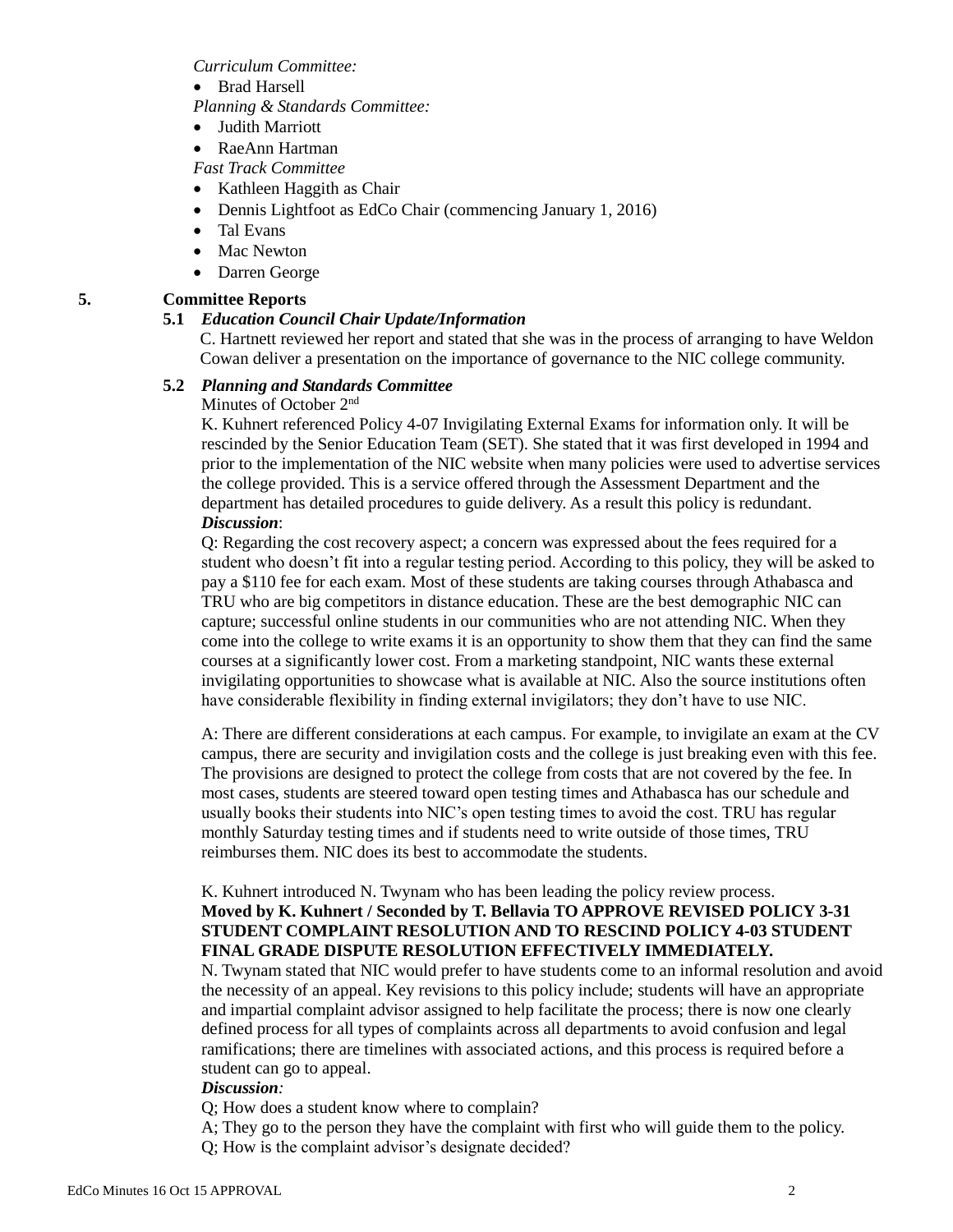*Curriculum Committee:*

- Brad Harsell

*Planning & Standards Committee:*

- Judith Marriott
- RaeAnn Hartman

*Fast Track Committee*

- Kathleen Haggith as Chair
- Dennis Lightfoot as EdCo Chair (commencing January 1, 2016)
- Tal Evans
- Mac Newton
- Darren George

## 5. Committee Reports

### 5.1 *Education Council Chair Update/Information*

C. Hartnett reviewed her report and stated that she was in the process of arranging to have Weldon Cowan deliver a presentation on the importance of governance to the NIC college community.

### 5.2 *Planning and Standards Committee*

Minutes of October 2nd

K. Kuhnert referenced Policy 4-07 Invigilating External Exams for information only. It will be rescinded by the Senior Education Team (SET). She stated that it was first developed in 1994 and prior to the implementation of the NIC website when many policies were used to advertise services the college provided. This is a service offered through the Assessment Department and the department has detailed procedures to guide delivery. As a result this policy is redundant.

***Discussion***:

Q: Regarding the cost recovery aspect; a concern was expressed about the fees required for a student who doesn't fit into a regular testing period. According to this policy, they will be asked to pay a $110 fee for each exam. Most of these students are taking courses through Athabasca and TRU who are big competitors in distance education. These are the best demographic NIC can capture; successful online students in our communities who are not attending NIC. When they come into the college to write exams it is an opportunity to show them that they can find the same courses at a significantly lower cost. From a marketing standpoint, NIC wants these external invigilating opportunities to showcase what is available at NIC. Also the source institutions often have considerable flexibility in finding external invigilators; they don't have to use NIC.

A: There are different considerations at each campus. For example, to invigilate an exam at the CV campus, there are security and invigilation costs and the college is just breaking even with this fee. The provisions are designed to protect the college from costs that are not covered by the fee. In most cases, students are steered toward open testing times and Athabasca has our schedule and usually books their students into NIC's open testing times to avoid the cost. TRU has regular monthly Saturday testing times and if students need to write outside of those times, TRU reimburses them. NIC does its best to accommodate the students.

K. Kuhnert introduced N. Twynam who has been leading the policy review process.

**Moved by K. Kuhnert / Seconded by T. Bellavia TO APPROVE REVISED POLICY 3-31 STUDENT COMPLAINT RESOLUTION AND TO RESCIND POLICY 4-03 STUDENT FINAL GRADE DISPUTE RESOLUTION EFFECTIVELY IMMEDIATELY.**

N. Twynam stated that NIC would prefer to have students come to an informal resolution and avoid the necessity of an appeal. Key revisions to this policy include; students will have an appropriate and impartial complaint advisor assigned to help facilitate the process; there is now one clearly defined process for all types of complaints across all departments to avoid confusion and legal ramifications; there are timelines with associated actions, and this process is required before a student can go to appeal.

***Discussion:***

Q; How does a student know where to complain?

A; They go to the person they have the complaint with first who will guide them to the policy.

Q; How is the complaint advisor's designate decided?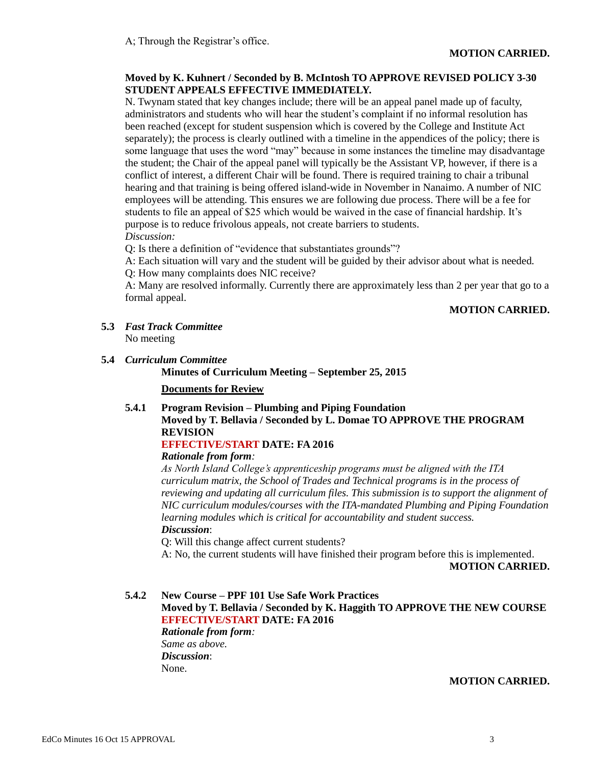A; Through the Registrar's office.

**MOTION CARRIED.**

**Moved by K. Kuhnert / Seconded by B. McIntosh TO APPROVE REVISED POLICY 3-30 STUDENT APPEALS EFFECTIVE IMMEDIATELY.**

N. Twynam stated that key changes include; there will be an appeal panel made up of faculty, administrators and students who will hear the student's complaint if no informal resolution has been reached (except for student suspension which is covered by the College and Institute Act separately); the process is clearly outlined with a timeline in the appendices of the policy; there is some language that uses the word "may" because in some instances the timeline may disadvantage the student; the Chair of the appeal panel will typically be the Assistant VP, however, if there is a conflict of interest, a different Chair will be found. There is required training to chair a tribunal hearing and that training is being offered island-wide in November in Nanaimo. A number of NIC employees will be attending. This ensures we are following due process. There will be a fee for students to file an appeal of $25 which would be waived in the case of financial hardship. It's purpose is to reduce frivolous appeals, not create barriers to students.

*Discussion:*

Q: Is there a definition of "evidence that substantiates grounds"?

A: Each situation will vary and the student will be guided by their advisor about what is needed.

Q: How many complaints does NIC receive?

A: Many are resolved informally. Currently there are approximately less than 2 per year that go to a formal appeal.

**MOTION CARRIED.**

**5.3** ***Fast Track Committee***

No meeting

**5.4** ***Curriculum Committee***

**Minutes of Curriculum Meeting – September 25, 2015**

**Documents for Review**

**5.4.1 Program Revision – Plumbing and Piping Foundation**

**Moved by T. Bellavia / Seconded by L. Domae TO APPROVE THE PROGRAM REVISION**

**EFFECTIVE/START DATE: FA 2016**

***Rationale from form:***

*As North Island College's apprenticeship programs must be aligned with the ITA curriculum matrix, the School of Trades and Technical programs is in the process of reviewing and updating all curriculum files. This submission is to support the alignment of NIC curriculum modules/courses with the ITA-mandated Plumbing and Piping Foundation learning modules which is critical for accountability and student success.*

***Discussion***:

Q: Will this change affect current students?

A: No, the current students will have finished their program before this is implemented.

**MOTION CARRIED.**

**5.4.2 New Course – PPF 101 Use Safe Work Practices**

**Moved by T. Bellavia / Seconded by K. Haggith TO APPROVE THE NEW COURSE**

**EFFECTIVE/START DATE: FA 2016**

***Rationale from form:***

*Same as above.*

***Discussion***:

None.

**MOTION CARRIED.**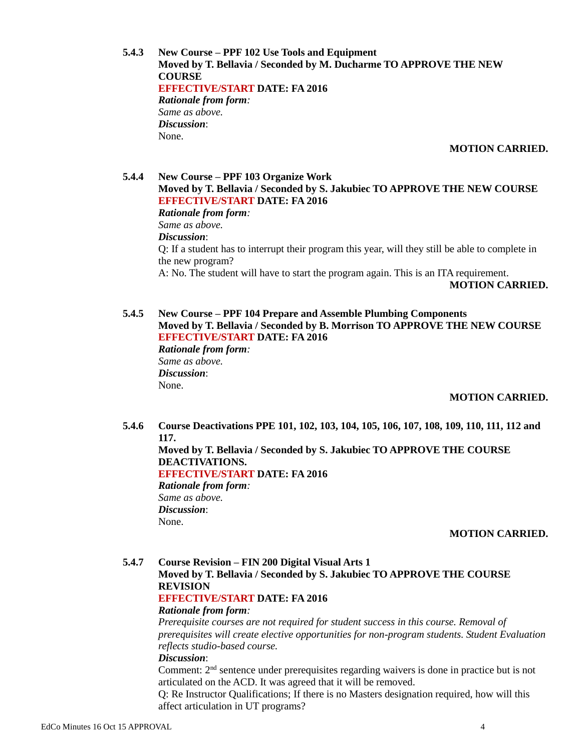**5.4.3 New Course – PPF 102 Use Tools and Equipment**
**Moved by T. Bellavia / Seconded by M. Ducharme TO APPROVE THE NEW COURSE**
**EFFECTIVE/START DATE: FA 2016**
***Rationale from form:***
*Same as above.*
***Discussion***:
None.

**MOTION CARRIED.**

**5.4.4 New Course – PPF 103 Organize Work**
**Moved by T. Bellavia / Seconded by S. Jakubiec TO APPROVE THE NEW COURSE**
**EFFECTIVE/START DATE: FA 2016**
***Rationale from form:***
*Same as above.*
***Discussion***:
Q: If a student has to interrupt their program this year, will they still be able to complete in the new program?
A: No. The student will have to start the program again. This is an ITA requirement.

**MOTION CARRIED.**

**5.4.5 New Course – PPF 104 Prepare and Assemble Plumbing Components**
**Moved by T. Bellavia / Seconded by B. Morrison TO APPROVE THE NEW COURSE**
**EFFECTIVE/START DATE: FA 2016**
***Rationale from form:***
*Same as above.*
***Discussion***:
None.

**MOTION CARRIED.**

**5.4.6 Course Deactivations PPE 101, 102, 103, 104, 105, 106, 107, 108, 109, 110, 111, 112 and 117.**
**Moved by T. Bellavia / Seconded by S. Jakubiec TO APPROVE THE COURSE DEACTIVATIONS.**
**EFFECTIVE/START DATE: FA 2016**
***Rationale from form:***
*Same as above.*
***Discussion***:
None.

**MOTION CARRIED.**

**5.4.7 Course Revision – FIN 200 Digital Visual Arts 1**
**Moved by T. Bellavia / Seconded by S. Jakubiec TO APPROVE THE COURSE REVISION**
**EFFECTIVE/START DATE: FA 2016**
***Rationale from form:***
*Prerequisite courses are not required for student success in this course. Removal of prerequisites will create elective opportunities for non-program students. Student Evaluation reflects studio-based course.*
***Discussion***:
Comment: 2nd sentence under prerequisites regarding waivers is done in practice but is not articulated on the ACD. It was agreed that it will be removed.
Q: Re Instructor Qualifications; If there is no Masters designation required, how will this affect articulation in UT programs?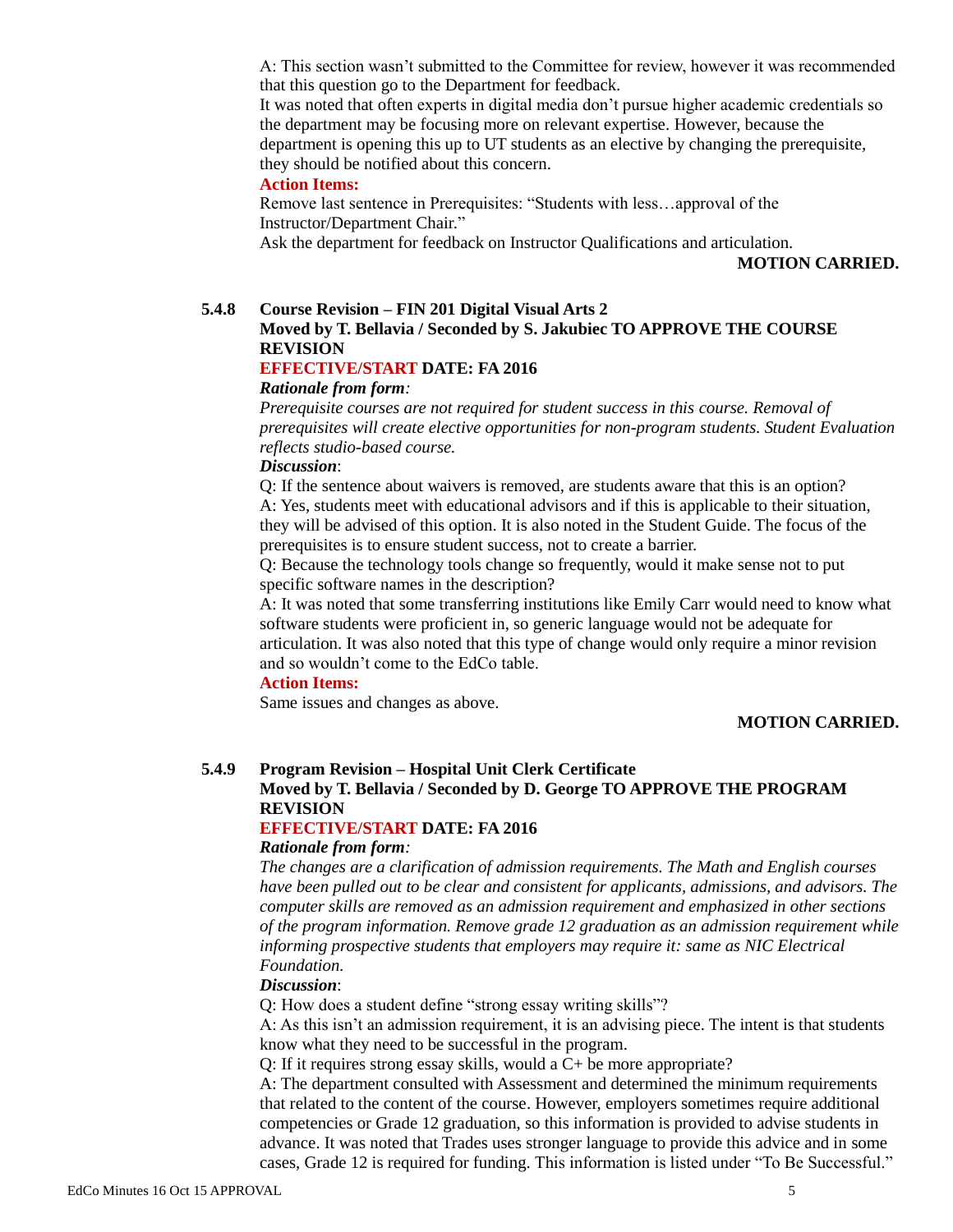A: This section wasn't submitted to the Committee for review, however it was recommended that this question go to the Department for feedback.

It was noted that often experts in digital media don't pursue higher academic credentials so the department may be focusing more on relevant expertise. However, because the department is opening this up to UT students as an elective by changing the prerequisite, they should be notified about this concern.

**Action Items:**

Remove last sentence in Prerequisites: "Students with less…approval of the Instructor/Department Chair."

Ask the department for feedback on Instructor Qualifications and articulation.

**MOTION CARRIED.**

**5.4.8 Course Revision – FIN 201 Digital Visual Arts 2**

**Moved by T. Bellavia / Seconded by S. Jakubiec TO APPROVE THE COURSE REVISION**

**EFFECTIVE/START DATE: FA 2016**

***Rationale from form:***

*Prerequisite courses are not required for student success in this course. Removal of prerequisites will create elective opportunities for non-program students. Student Evaluation reflects studio-based course.*

***Discussion***:

Q: If the sentence about waivers is removed, are students aware that this is an option?

A: Yes, students meet with educational advisors and if this is applicable to their situation, they will be advised of this option. It is also noted in the Student Guide. The focus of the prerequisites is to ensure student success, not to create a barrier.

Q: Because the technology tools change so frequently, would it make sense not to put specific software names in the description?

A: It was noted that some transferring institutions like Emily Carr would need to know what software students were proficient in, so generic language would not be adequate for articulation. It was also noted that this type of change would only require a minor revision and so wouldn't come to the EdCo table.

**Action Items:**

Same issues and changes as above.

**MOTION CARRIED.**

**5.4.9 Program Revision – Hospital Unit Clerk Certificate**

**Moved by T. Bellavia / Seconded by D. George TO APPROVE THE PROGRAM REVISION**

**EFFECTIVE/START DATE: FA 2016**

***Rationale from form:***

*The changes are a clarification of admission requirements. The Math and English courses have been pulled out to be clear and consistent for applicants, admissions, and advisors. The computer skills are removed as an admission requirement and emphasized in other sections of the program information. Remove grade 12 graduation as an admission requirement while informing prospective students that employers may require it: same as NIC Electrical Foundation.*

***Discussion***:

Q: How does a student define "strong essay writing skills"?

A: As this isn't an admission requirement, it is an advising piece. The intent is that students know what they need to be successful in the program.

Q: If it requires strong essay skills, would a C+ be more appropriate?

A: The department consulted with Assessment and determined the minimum requirements that related to the content of the course. However, employers sometimes require additional competencies or Grade 12 graduation, so this information is provided to advise students in advance. It was noted that Trades uses stronger language to provide this advice and in some cases, Grade 12 is required for funding. This information is listed under "To Be Successful."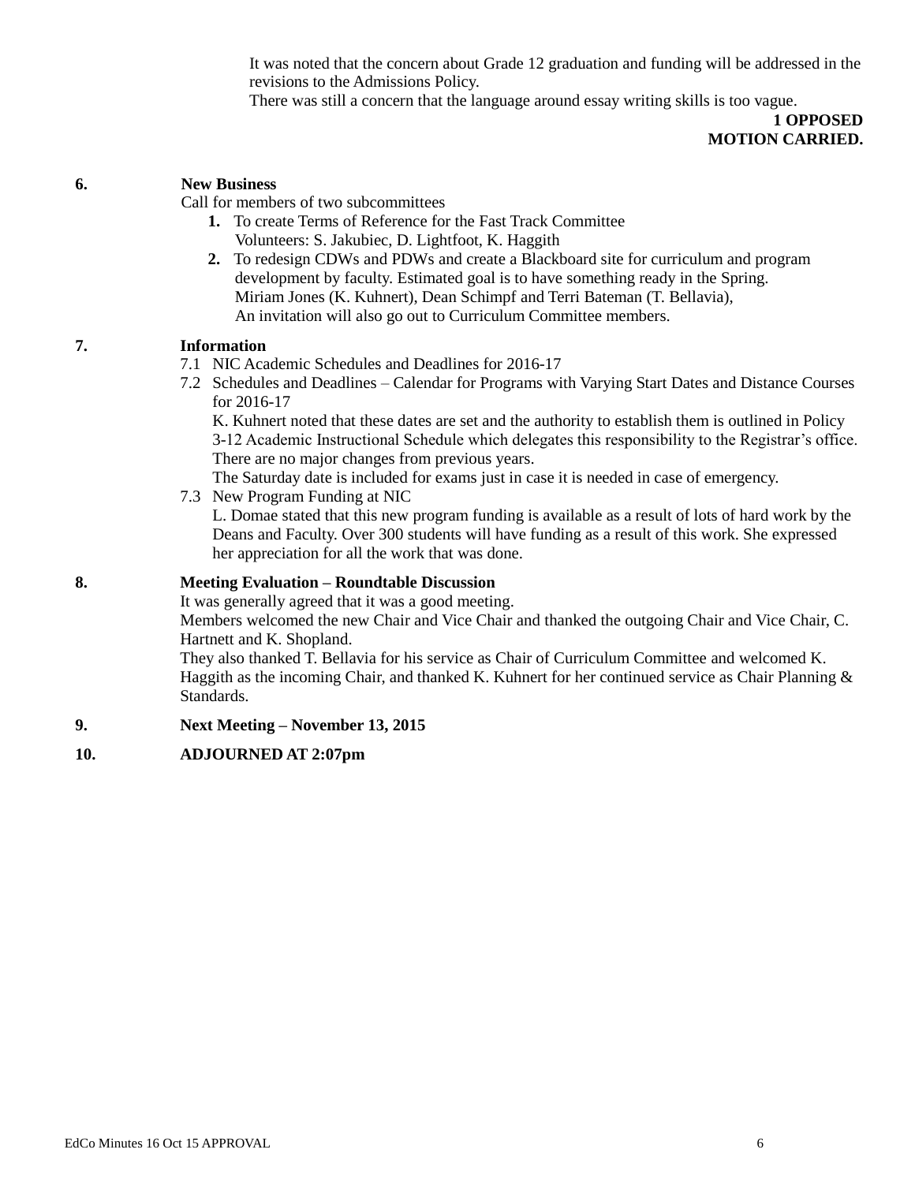It was noted that the concern about Grade 12 graduation and funding will be addressed in the revisions to the Admissions Policy.
There was still a concern that the language around essay writing skills is too vague.

**1 OPPOSED**
**MOTION CARRIED.**

**6. New Business**

Call for members of two subcommittees

1. To create Terms of Reference for the Fast Track Committee
   Volunteers: S. Jakubiec, D. Lightfoot, K. Haggith
2. To redesign CDWs and PDWs and create a Blackboard site for curriculum and program development by faculty. Estimated goal is to have something ready in the Spring.
   Miriam Jones (K. Kuhnert), Dean Schimpf and Terri Bateman (T. Bellavia),
   An invitation will also go out to Curriculum Committee members.

**7. Information**

7.1 NIC Academic Schedules and Deadlines for 2016-17

7.2 Schedules and Deadlines – Calendar for Programs with Varying Start Dates and Distance Courses for 2016-17
K. Kuhnert noted that these dates are set and the authority to establish them is outlined in Policy 3-12 Academic Instructional Schedule which delegates this responsibility to the Registrar's office. There are no major changes from previous years.
The Saturday date is included for exams just in case it is needed in case of emergency.

7.3 New Program Funding at NIC
L. Domae stated that this new program funding is available as a result of lots of hard work by the Deans and Faculty. Over 300 students will have funding as a result of this work. She expressed her appreciation for all the work that was done.

**8. Meeting Evaluation – Roundtable Discussion**

It was generally agreed that it was a good meeting.
Members welcomed the new Chair and Vice Chair and thanked the outgoing Chair and Vice Chair, C. Hartnett and K. Shopland.
They also thanked T. Bellavia for his service as Chair of Curriculum Committee and welcomed K. Haggith as the incoming Chair, and thanked K. Kuhnert for her continued service as Chair Planning & Standards.

**9. Next Meeting – November 13, 2015**

**10. ADJOURNED AT 2:07pm**